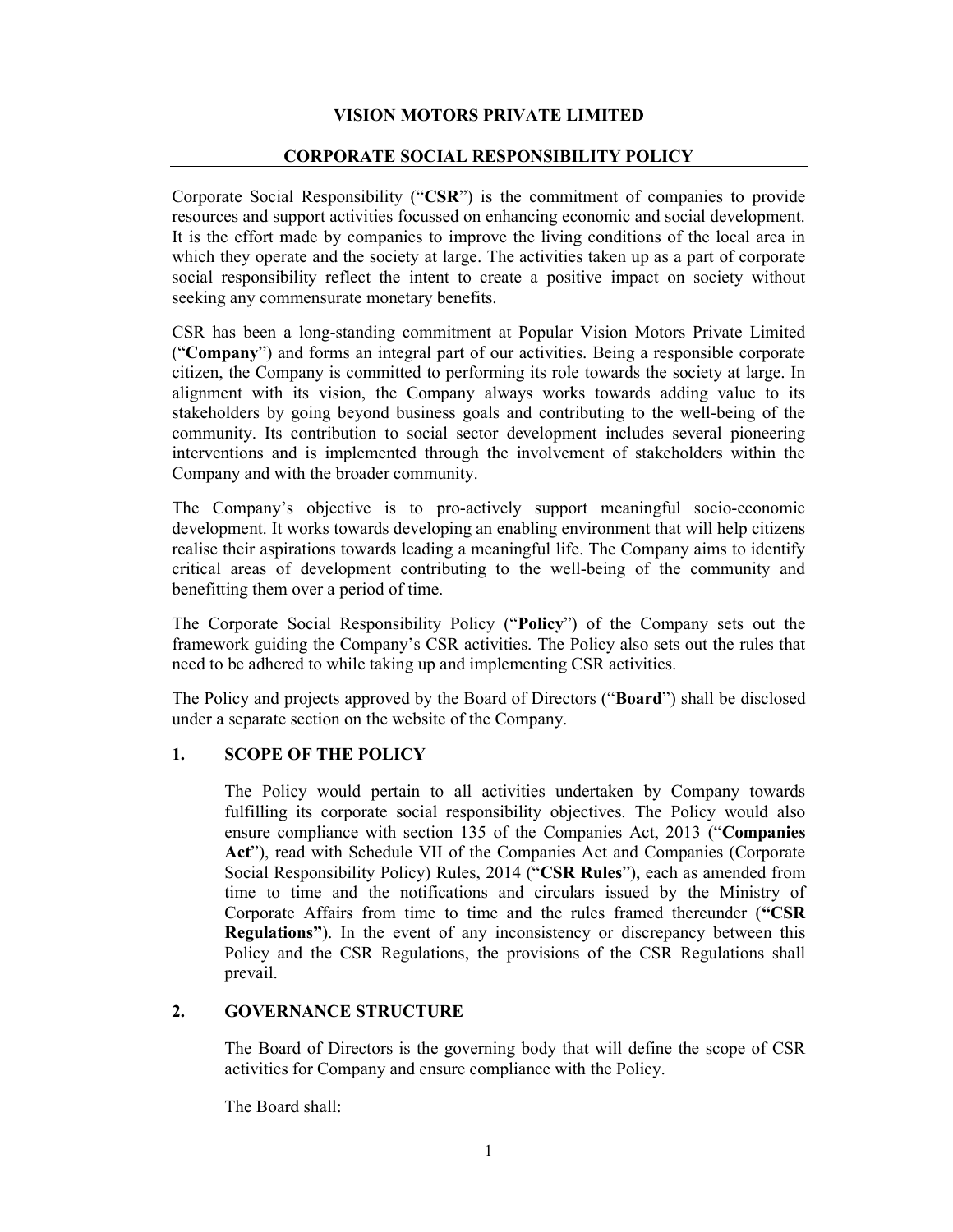# VISION MOTORS PRIVATE LIMITED

## CORPORATE SOCIAL RESPONSIBILITY POLICY

Corporate Social Responsibility ("**CSR**") is the commitment of companies to provide resources and support activities focussed on enhancing economic and social development. It is the effort made by companies to improve the living conditions of the local area in which they operate and the society at large. The activities taken up as a part of corporate social responsibility reflect the intent to create a positive impact on society without seeking any commensurate monetary benefits.

CSR has been a long-standing commitment at Popular Vision Motors Private Limited ("**Company**") and forms an integral part of our activities. Being a responsible corporate citizen, the Company is committed to performing its role towards the society at large. In alignment with its vision, the Company always works towards adding value to its stakeholders by going beyond business goals and contributing to the well-being of the community. Its contribution to social sector development includes several pioneering interventions and is implemented through the involvement of stakeholders within the Company and with the broader community.

The Company's objective is to pro-actively support meaningful socio-economic development. It works towards developing an enabling environment that will help citizens realise their aspirations towards leading a meaningful life. The Company aims to identify critical areas of development contributing to the well-being of the community and benefitting them over a period of time.

The Corporate Social Responsibility Policy ("**Policy**") of the Company sets out the framework guiding the Company's CSR activities. The Policy also sets out the rules that need to be adhered to while taking up and implementing CSR activities.

The Policy and projects approved by the Board of Directors ("**Board**") shall be disclosed under a separate section on the website of the Company.

### 1. SCOPE OF THE POLICY

The Policy would pertain to all activities undertaken by Company towards fulfilling its corporate social responsibility objectives. The Policy would also ensure compliance with section 135 of the Companies Act, 2013 ("**Companies Act**"), read with Schedule VII of the Companies Act and Companies (Corporate Social Responsibility Policy) Rules, 2014 ("**CSR Rules**"), each as amended from time to time and the notifications and circulars issued by the Ministry of Corporate Affairs from time to time and the rules framed thereunder (**"CSR Regulations"**). In the event of any inconsistency or discrepancy between this Policy and the CSR Regulations, the provisions of the CSR Regulations shall prevail.

### 2. GOVERNANCE STRUCTURE

The Board of Directors is the governing body that will define the scope of CSR activities for Company and ensure compliance with the Policy.

The Board shall: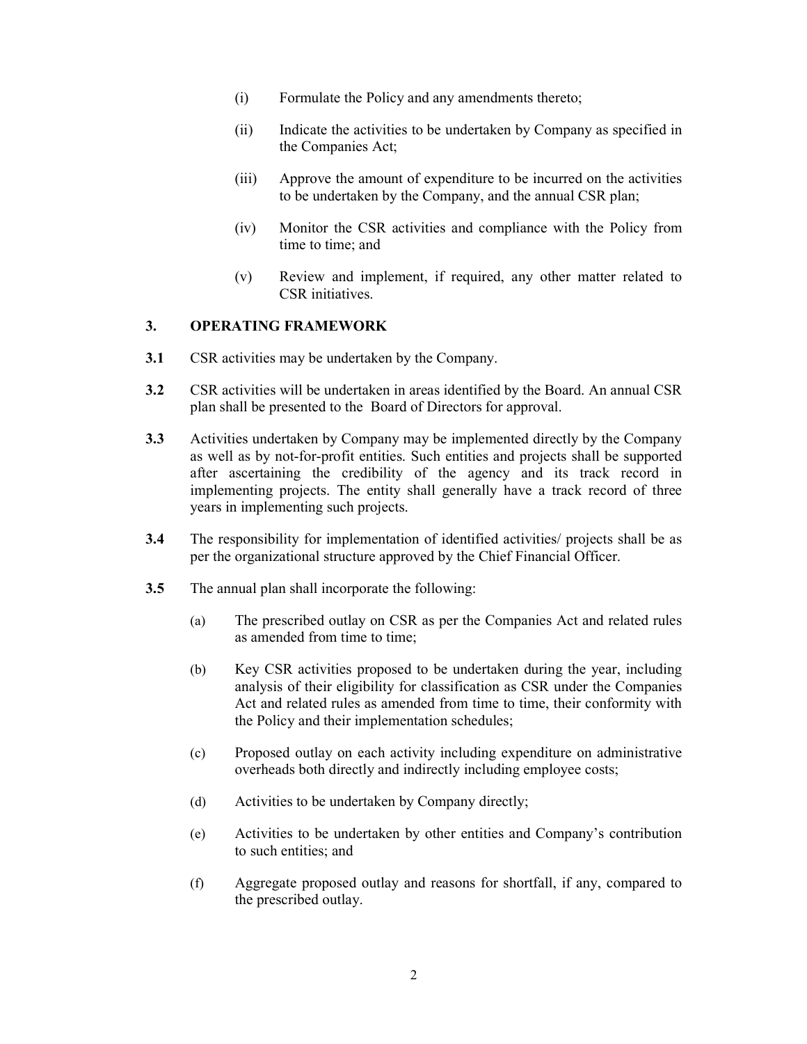(i) Formulate the Policy and any amendments thereto;

(ii) Indicate the activities to be undertaken by Company as specified in the Companies Act;

(iii) Approve the amount of expenditure to be incurred on the activities to be undertaken by the Company, and the annual CSR plan;

(iv) Monitor the CSR activities and compliance with the Policy from time to time; and

(v) Review and implement, if required, any other matter related to CSR initiatives.

## 3. OPERATING FRAMEWORK

**3.1** CSR activities may be undertaken by the Company.

**3.2** CSR activities will be undertaken in areas identified by the Board. An annual CSR plan shall be presented to the Board of Directors for approval.

**3.3** Activities undertaken by Company may be implemented directly by the Company as well as by not-for-profit entities. Such entities and projects shall be supported after ascertaining the credibility of the agency and its track record in implementing projects. The entity shall generally have a track record of three years in implementing such projects.

**3.4** The responsibility for implementation of identified activities/ projects shall be as per the organizational structure approved by the Chief Financial Officer.

**3.5** The annual plan shall incorporate the following:

(a) The prescribed outlay on CSR as per the Companies Act and related rules as amended from time to time;

(b) Key CSR activities proposed to be undertaken during the year, including analysis of their eligibility for classification as CSR under the Companies Act and related rules as amended from time to time, their conformity with the Policy and their implementation schedules;

(c) Proposed outlay on each activity including expenditure on administrative overheads both directly and indirectly including employee costs;

(d) Activities to be undertaken by Company directly;

(e) Activities to be undertaken by other entities and Company's contribution to such entities; and

(f) Aggregate proposed outlay and reasons for shortfall, if any, compared to the prescribed outlay.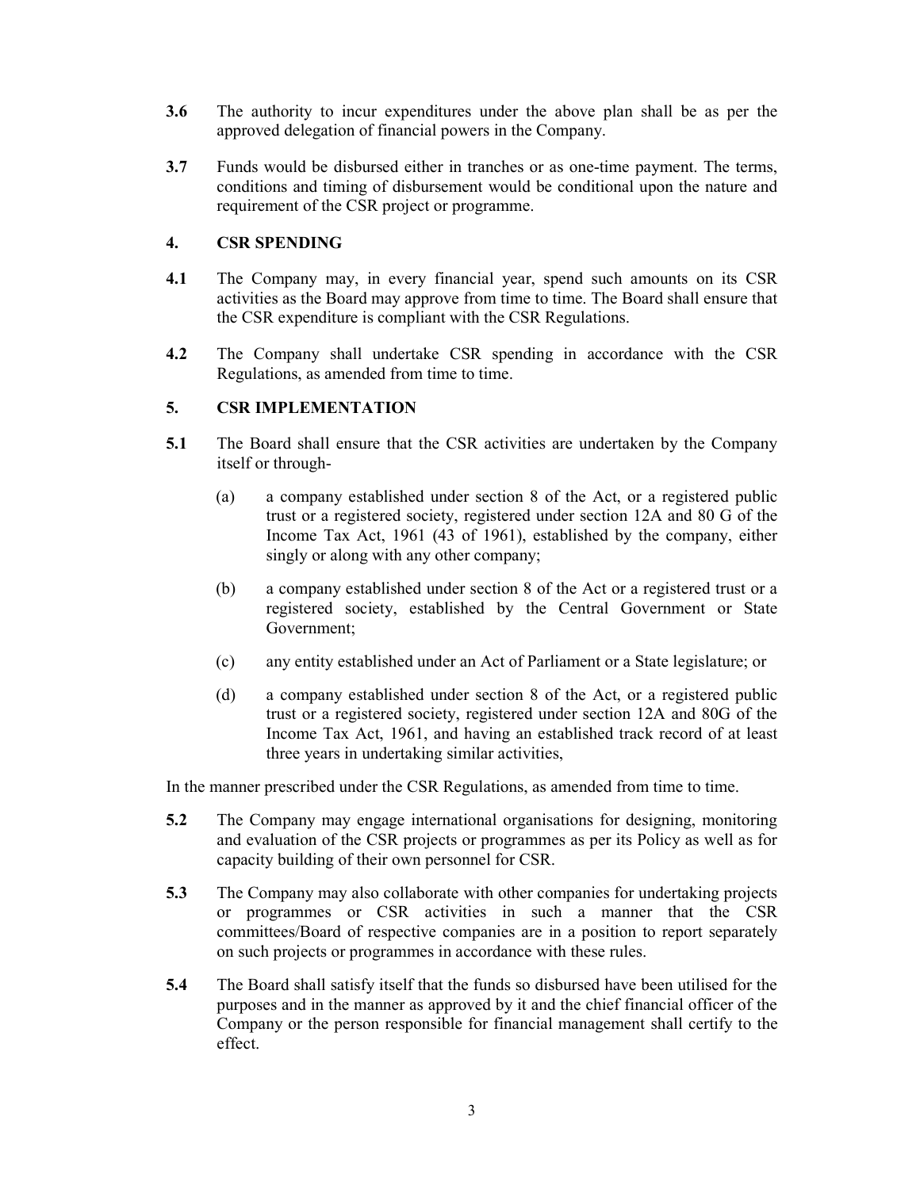**3.6** The authority to incur expenditures under the above plan shall be as per the approved delegation of financial powers in the Company.

**3.7** Funds would be disbursed either in tranches or as one-time payment. The terms, conditions and timing of disbursement would be conditional upon the nature and requirement of the CSR project or programme.

## 4. CSR SPENDING

**4.1** The Company may, in every financial year, spend such amounts on its CSR activities as the Board may approve from time to time. The Board shall ensure that the CSR expenditure is compliant with the CSR Regulations.

**4.2** The Company shall undertake CSR spending in accordance with the CSR Regulations, as amended from time to time.

## 5. CSR IMPLEMENTATION

**5.1** The Board shall ensure that the CSR activities are undertaken by the Company itself or through-

(a) a company established under section 8 of the Act, or a registered public trust or a registered society, registered under section 12A and 80 G of the Income Tax Act, 1961 (43 of 1961), established by the company, either singly or along with any other company;

(b) a company established under section 8 of the Act or a registered trust or a registered society, established by the Central Government or State Government;

(c) any entity established under an Act of Parliament or a State legislature; or

(d) a company established under section 8 of the Act, or a registered public trust or a registered society, registered under section 12A and 80G of the Income Tax Act, 1961, and having an established track record of at least three years in undertaking similar activities,

In the manner prescribed under the CSR Regulations, as amended from time to time.

**5.2** The Company may engage international organisations for designing, monitoring and evaluation of the CSR projects or programmes as per its Policy as well as for capacity building of their own personnel for CSR.

**5.3** The Company may also collaborate with other companies for undertaking projects or programmes or CSR activities in such a manner that the CSR committees/Board of respective companies are in a position to report separately on such projects or programmes in accordance with these rules.

**5.4** The Board shall satisfy itself that the funds so disbursed have been utilised for the purposes and in the manner as approved by it and the chief financial officer of the Company or the person responsible for financial management shall certify to the effect.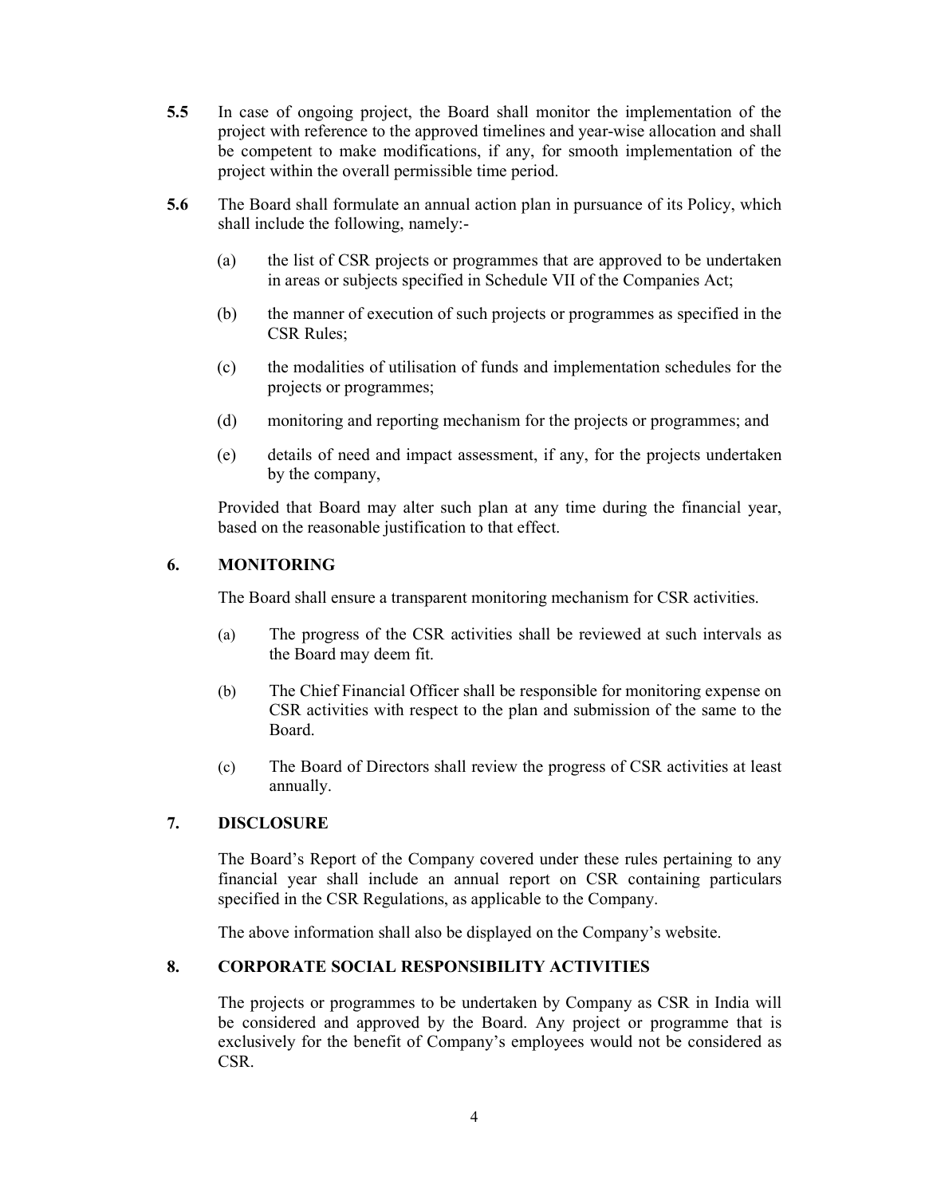**5.5** In case of ongoing project, the Board shall monitor the implementation of the project with reference to the approved timelines and year-wise allocation and shall be competent to make modifications, if any, for smooth implementation of the project within the overall permissible time period.

**5.6** The Board shall formulate an annual action plan in pursuance of its Policy, which shall include the following, namely:-

(a) the list of CSR projects or programmes that are approved to be undertaken in areas or subjects specified in Schedule VII of the Companies Act;

(b) the manner of execution of such projects or programmes as specified in the CSR Rules;

(c) the modalities of utilisation of funds and implementation schedules for the projects or programmes;

(d) monitoring and reporting mechanism for the projects or programmes; and

(e) details of need and impact assessment, if any, for the projects undertaken by the company,

Provided that Board may alter such plan at any time during the financial year, based on the reasonable justification to that effect.

## 6. MONITORING

The Board shall ensure a transparent monitoring mechanism for CSR activities.

(a) The progress of the CSR activities shall be reviewed at such intervals as the Board may deem fit.

(b) The Chief Financial Officer shall be responsible for monitoring expense on CSR activities with respect to the plan and submission of the same to the Board.

(c) The Board of Directors shall review the progress of CSR activities at least annually.

## 7. DISCLOSURE

The Board's Report of the Company covered under these rules pertaining to any financial year shall include an annual report on CSR containing particulars specified in the CSR Regulations, as applicable to the Company.

The above information shall also be displayed on the Company's website.

## 8. CORPORATE SOCIAL RESPONSIBILITY ACTIVITIES

The projects or programmes to be undertaken by Company as CSR in India will be considered and approved by the Board. Any project or programme that is exclusively for the benefit of Company's employees would not be considered as CSR.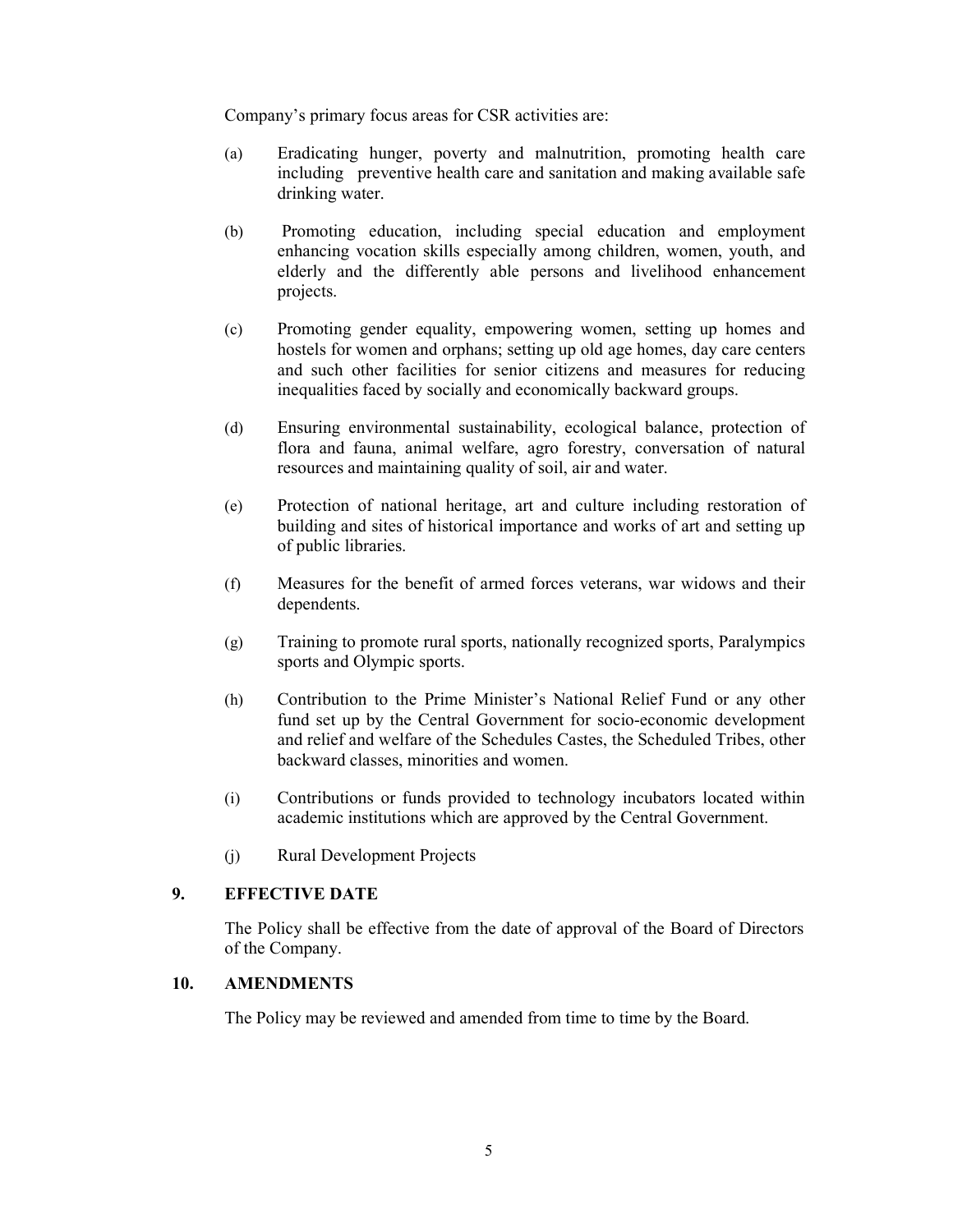Company's primary focus areas for CSR activities are:

(a) Eradicating hunger, poverty and malnutrition, promoting health care including preventive health care and sanitation and making available safe drinking water.

(b) Promoting education, including special education and employment enhancing vocation skills especially among children, women, youth, and elderly and the differently able persons and livelihood enhancement projects.

(c) Promoting gender equality, empowering women, setting up homes and hostels for women and orphans; setting up old age homes, day care centers and such other facilities for senior citizens and measures for reducing inequalities faced by socially and economically backward groups.

(d) Ensuring environmental sustainability, ecological balance, protection of flora and fauna, animal welfare, agro forestry, conversation of natural resources and maintaining quality of soil, air and water.

(e) Protection of national heritage, art and culture including restoration of building and sites of historical importance and works of art and setting up of public libraries.

(f) Measures for the benefit of armed forces veterans, war widows and their dependents.

(g) Training to promote rural sports, nationally recognized sports, Paralympics sports and Olympic sports.

(h) Contribution to the Prime Minister's National Relief Fund or any other fund set up by the Central Government for socio-economic development and relief and welfare of the Schedules Castes, the Scheduled Tribes, other backward classes, minorities and women.

(i) Contributions or funds provided to technology incubators located within academic institutions which are approved by the Central Government.

(j) Rural Development Projects

## 9. EFFECTIVE DATE

The Policy shall be effective from the date of approval of the Board of Directors of the Company.

## 10. AMENDMENTS

The Policy may be reviewed and amended from time to time by the Board.